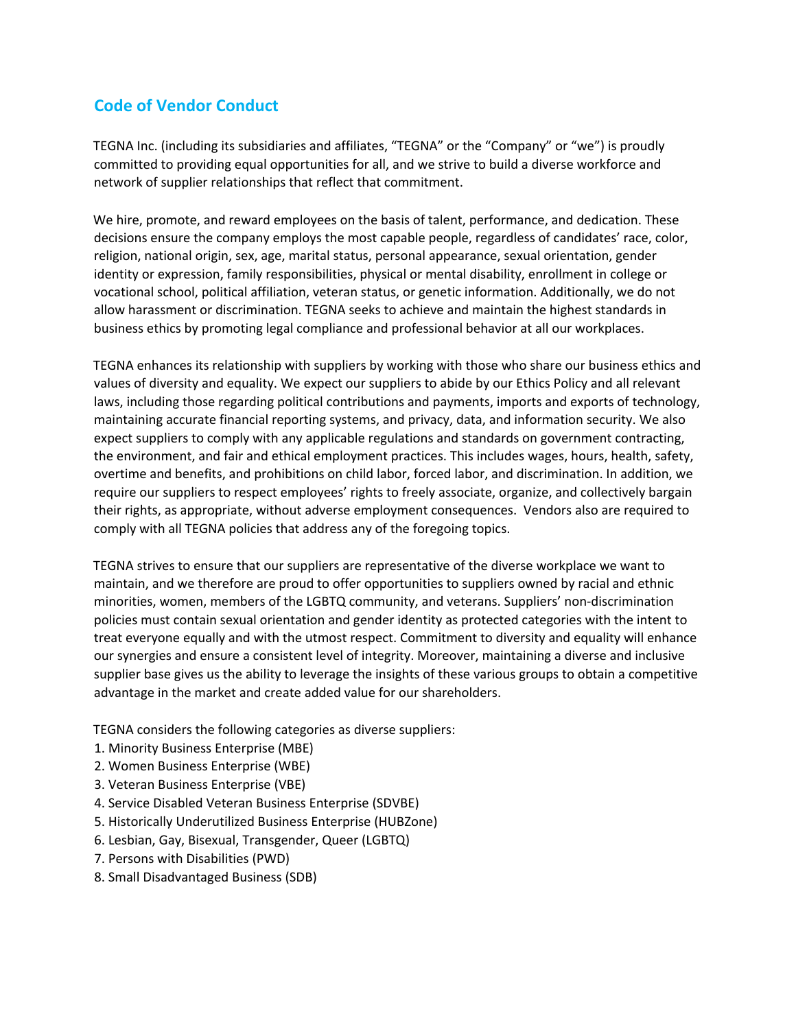# Code of Vendor Conduct

TEGNA Inc. (including its subsidiaries and affiliates, "TEGNA" or the "Company" or "we") is proudly committed to providing equal opportunities for all, and we strive to build a diverse workforce and network of supplier relationships that reflect that commitment.

We hire, promote, and reward employees on the basis of talent, performance, and dedication. These decisions ensure the company employs the most capable people, regardless of candidates' race, color, religion, national origin, sex, age, marital status, personal appearance, sexual orientation, gender identity or expression, family responsibilities, physical or mental disability, enrollment in college or vocational school, political affiliation, veteran status, or genetic information. Additionally, we do not allow harassment or discrimination. TEGNA seeks to achieve and maintain the highest standards in business ethics by promoting legal compliance and professional behavior at all our workplaces.

TEGNA enhances its relationship with suppliers by working with those who share our business ethics and values of diversity and equality. We expect our suppliers to abide by our Ethics Policy and all relevant laws, including those regarding political contributions and payments, imports and exports of technology, maintaining accurate financial reporting systems, and privacy, data, and information security. We also expect suppliers to comply with any applicable regulations and standards on government contracting, the environment, and fair and ethical employment practices. This includes wages, hours, health, safety, overtime and benefits, and prohibitions on child labor, forced labor, and discrimination. In addition, we require our suppliers to respect employees' rights to freely associate, organize, and collectively bargain their rights, as appropriate, without adverse employment consequences. Vendors also are required to comply with all TEGNA policies that address any of the foregoing topics.

TEGNA strives to ensure that our suppliers are representative of the diverse workplace we want to maintain, and we therefore are proud to offer opportunities to suppliers owned by racial and ethnic minorities, women, members of the LGBTQ community, and veterans. Suppliers' non-discrimination policies must contain sexual orientation and gender identity as protected categories with the intent to treat everyone equally and with the utmost respect. Commitment to diversity and equality will enhance our synergies and ensure a consistent level of integrity. Moreover, maintaining a diverse and inclusive supplier base gives us the ability to leverage the insights of these various groups to obtain a competitive advantage in the market and create added value for our shareholders.

TEGNA considers the following categories as diverse suppliers:

1. Minority Business Enterprise (MBE)
2. Women Business Enterprise (WBE)
3. Veteran Business Enterprise (VBE)
4. Service Disabled Veteran Business Enterprise (SDVBE)
5. Historically Underutilized Business Enterprise (HUBZone)
6. Lesbian, Gay, Bisexual, Transgender, Queer (LGBTQ)
7. Persons with Disabilities (PWD)
8. Small Disadvantaged Business (SDB)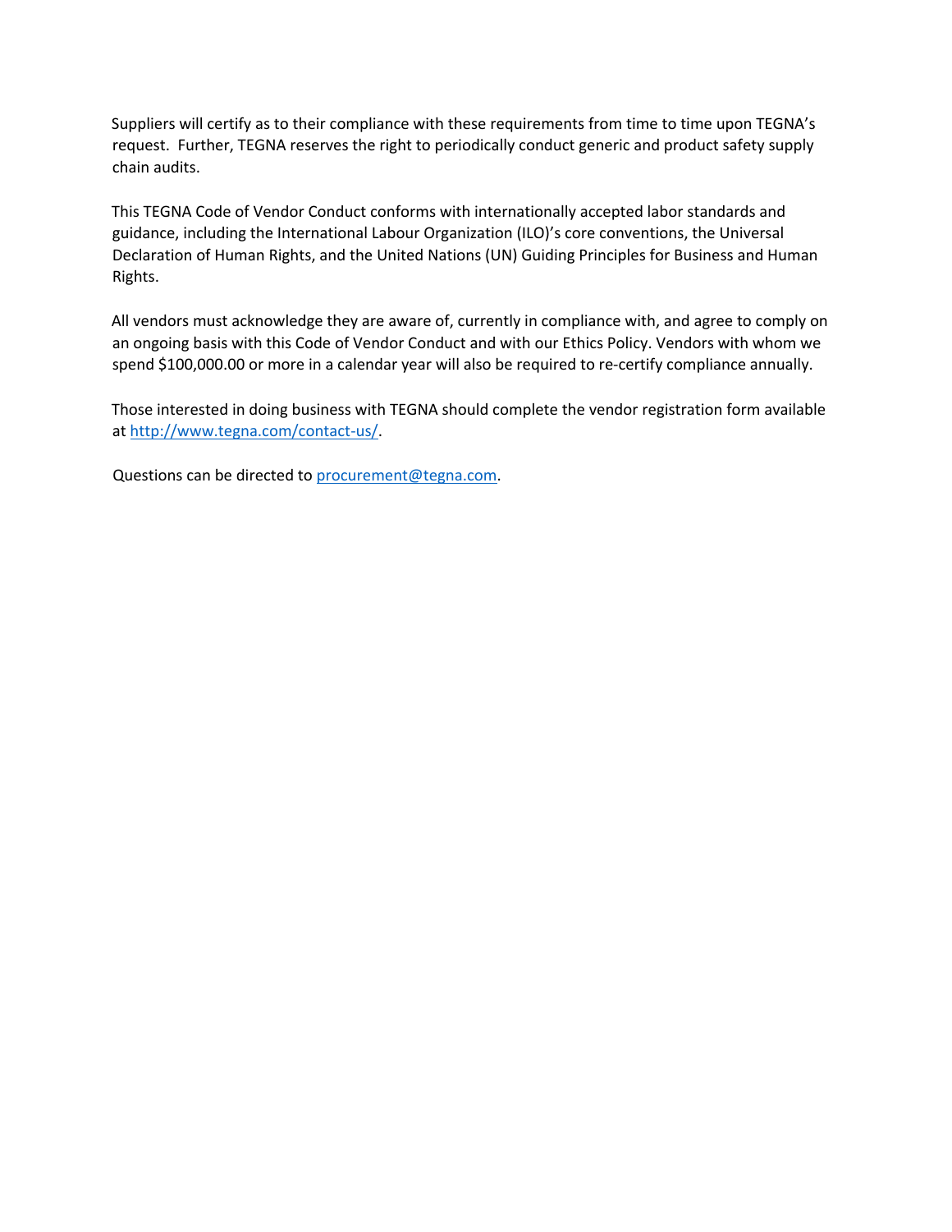Suppliers will certify as to their compliance with these requirements from time to time upon TEGNA's request. Further, TEGNA reserves the right to periodically conduct generic and product safety supply chain audits.

This TEGNA Code of Vendor Conduct conforms with internationally accepted labor standards and guidance, including the International Labour Organization (ILO)'s core conventions, the Universal Declaration of Human Rights, and the United Nations (UN) Guiding Principles for Business and Human Rights.

All vendors must acknowledge they are aware of, currently in compliance with, and agree to comply on an ongoing basis with this Code of Vendor Conduct and with our Ethics Policy. Vendors with whom we spend $100,000.00 or more in a calendar year will also be required to re-certify compliance annually.

Those interested in doing business with TEGNA should complete the vendor registration form available at [http://www.tegna.com/contact-us/](http://www.tegna.com/contact-us/).

Questions can be directed to [procurement@tegna.com](mailto:procurement@tegna.com).